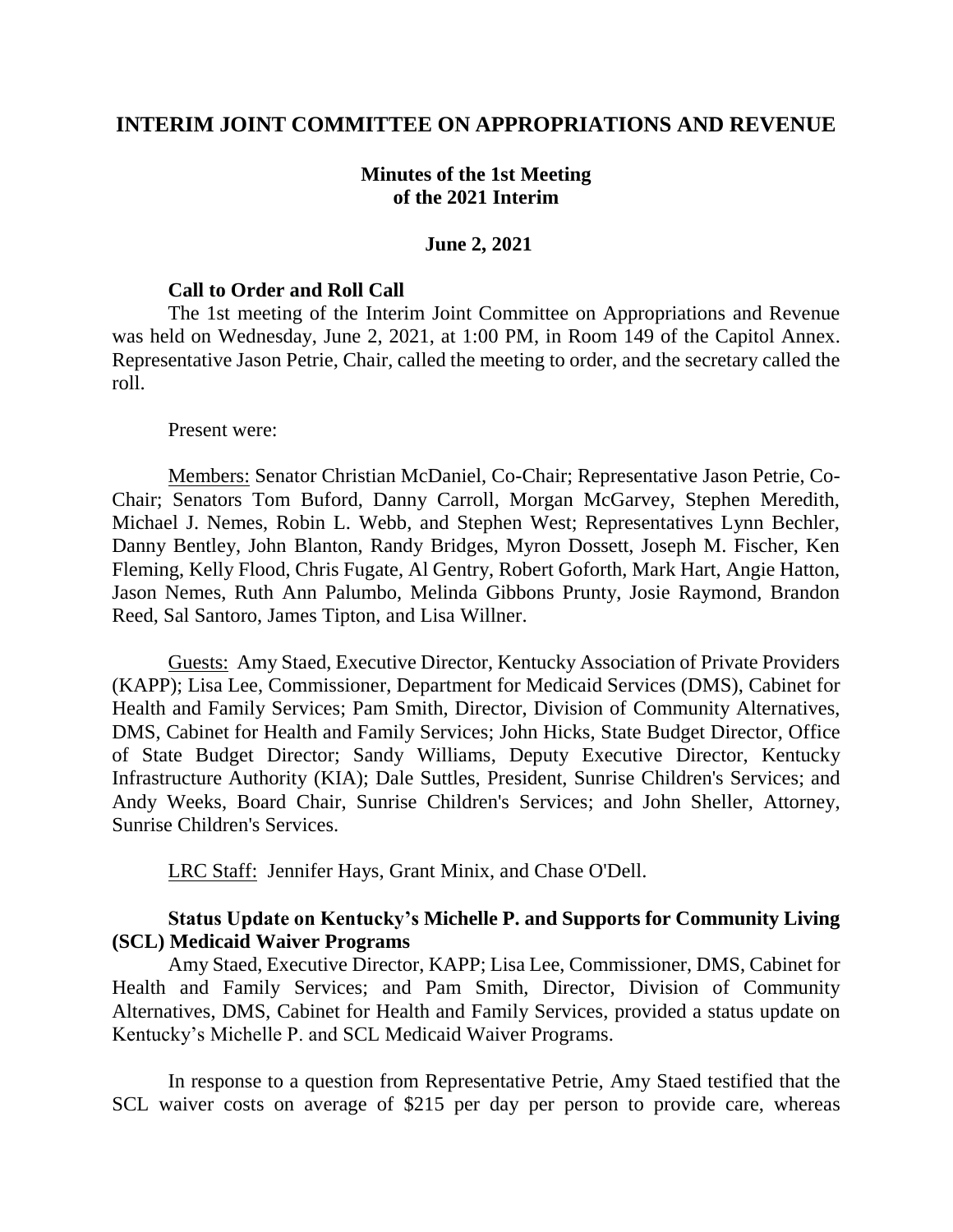# INTERIM JOINT COMMITTEE ON APPROPRIATIONS AND REVENUE

## Minutes of the 1st Meeting of the 2021 Interim

### June 2, 2021

**Call to Order and Roll Call**

The 1st meeting of the Interim Joint Committee on Appropriations and Revenue was held on Wednesday, June 2, 2021, at 1:00 PM, in Room 149 of the Capitol Annex. Representative Jason Petrie, Chair, called the meeting to order, and the secretary called the roll.

Present were:

Members: Senator Christian McDaniel, Co-Chair; Representative Jason Petrie, Co-Chair; Senators Tom Buford, Danny Carroll, Morgan McGarvey, Stephen Meredith, Michael J. Nemes, Robin L. Webb, and Stephen West; Representatives Lynn Bechler, Danny Bentley, John Blanton, Randy Bridges, Myron Dossett, Joseph M. Fischer, Ken Fleming, Kelly Flood, Chris Fugate, Al Gentry, Robert Goforth, Mark Hart, Angie Hatton, Jason Nemes, Ruth Ann Palumbo, Melinda Gibbons Prunty, Josie Raymond, Brandon Reed, Sal Santoro, James Tipton, and Lisa Willner.

Guests: Amy Staed, Executive Director, Kentucky Association of Private Providers (KAPP); Lisa Lee, Commissioner, Department for Medicaid Services (DMS), Cabinet for Health and Family Services; Pam Smith, Director, Division of Community Alternatives, DMS, Cabinet for Health and Family Services; John Hicks, State Budget Director, Office of State Budget Director; Sandy Williams, Deputy Executive Director, Kentucky Infrastructure Authority (KIA); Dale Suttles, President, Sunrise Children's Services; and Andy Weeks, Board Chair, Sunrise Children's Services; and John Sheller, Attorney, Sunrise Children's Services.

LRC Staff: Jennifer Hays, Grant Minix, and Chase O'Dell.

**Status Update on Kentucky's Michelle P. and Supports for Community Living (SCL) Medicaid Waiver Programs**

Amy Staed, Executive Director, KAPP; Lisa Lee, Commissioner, DMS, Cabinet for Health and Family Services; and Pam Smith, Director, Division of Community Alternatives, DMS, Cabinet for Health and Family Services, provided a status update on Kentucky's Michelle P. and SCL Medicaid Waiver Programs.

In response to a question from Representative Petrie, Amy Staed testified that the SCL waiver costs on average of $215 per day per person to provide care, whereas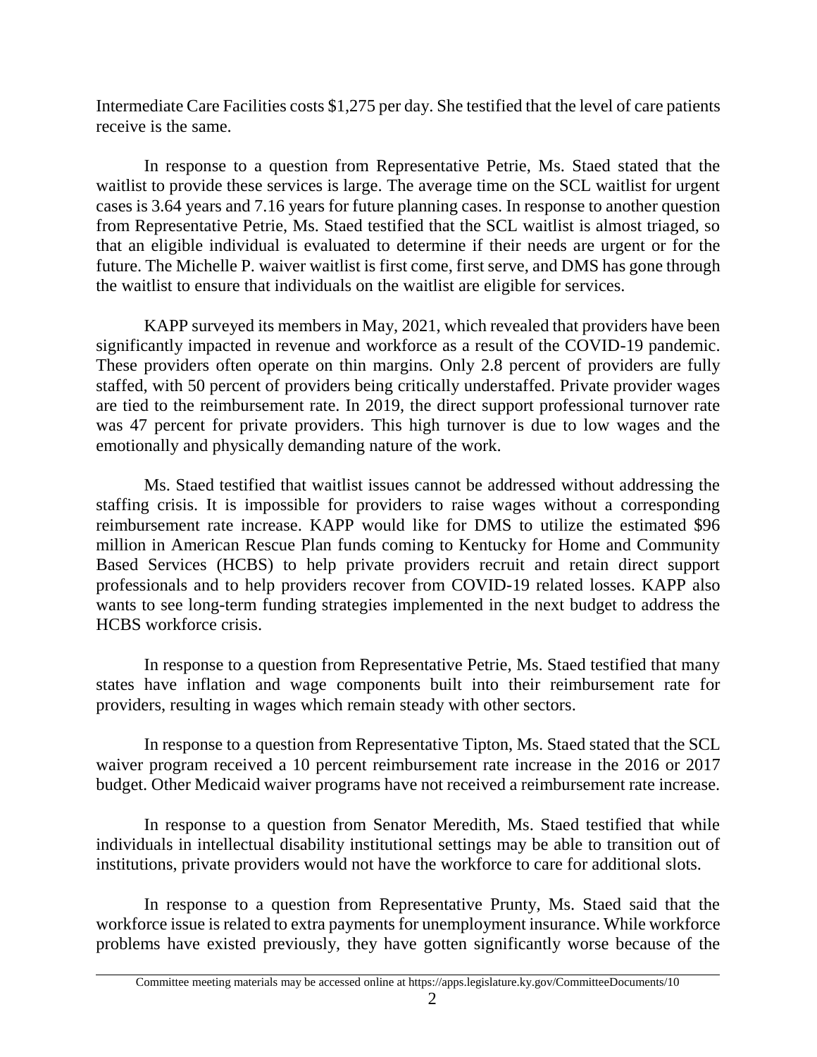Intermediate Care Facilities costs $1,275 per day. She testified that the level of care patients receive is the same.

In response to a question from Representative Petrie, Ms. Staed stated that the waitlist to provide these services is large. The average time on the SCL waitlist for urgent cases is 3.64 years and 7.16 years for future planning cases. In response to another question from Representative Petrie, Ms. Staed testified that the SCL waitlist is almost triaged, so that an eligible individual is evaluated to determine if their needs are urgent or for the future. The Michelle P. waiver waitlist is first come, first serve, and DMS has gone through the waitlist to ensure that individuals on the waitlist are eligible for services.

KAPP surveyed its members in May, 2021, which revealed that providers have been significantly impacted in revenue and workforce as a result of the COVID-19 pandemic. These providers often operate on thin margins. Only 2.8 percent of providers are fully staffed, with 50 percent of providers being critically understaffed. Private provider wages are tied to the reimbursement rate. In 2019, the direct support professional turnover rate was 47 percent for private providers. This high turnover is due to low wages and the emotionally and physically demanding nature of the work.

Ms. Staed testified that waitlist issues cannot be addressed without addressing the staffing crisis. It is impossible for providers to raise wages without a corresponding reimbursement rate increase. KAPP would like for DMS to utilize the estimated $96 million in American Rescue Plan funds coming to Kentucky for Home and Community Based Services (HCBS) to help private providers recruit and retain direct support professionals and to help providers recover from COVID-19 related losses. KAPP also wants to see long-term funding strategies implemented in the next budget to address the HCBS workforce crisis.

In response to a question from Representative Petrie, Ms. Staed testified that many states have inflation and wage components built into their reimbursement rate for providers, resulting in wages which remain steady with other sectors.

In response to a question from Representative Tipton, Ms. Staed stated that the SCL waiver program received a 10 percent reimbursement rate increase in the 2016 or 2017 budget. Other Medicaid waiver programs have not received a reimbursement rate increase.

In response to a question from Senator Meredith, Ms. Staed testified that while individuals in intellectual disability institutional settings may be able to transition out of institutions, private providers would not have the workforce to care for additional slots.

In response to a question from Representative Prunty, Ms. Staed said that the workforce issue is related to extra payments for unemployment insurance. While workforce problems have existed previously, they have gotten significantly worse because of the

Committee meeting materials may be accessed online at https://apps.legislature.ky.gov/CommitteeDocuments/10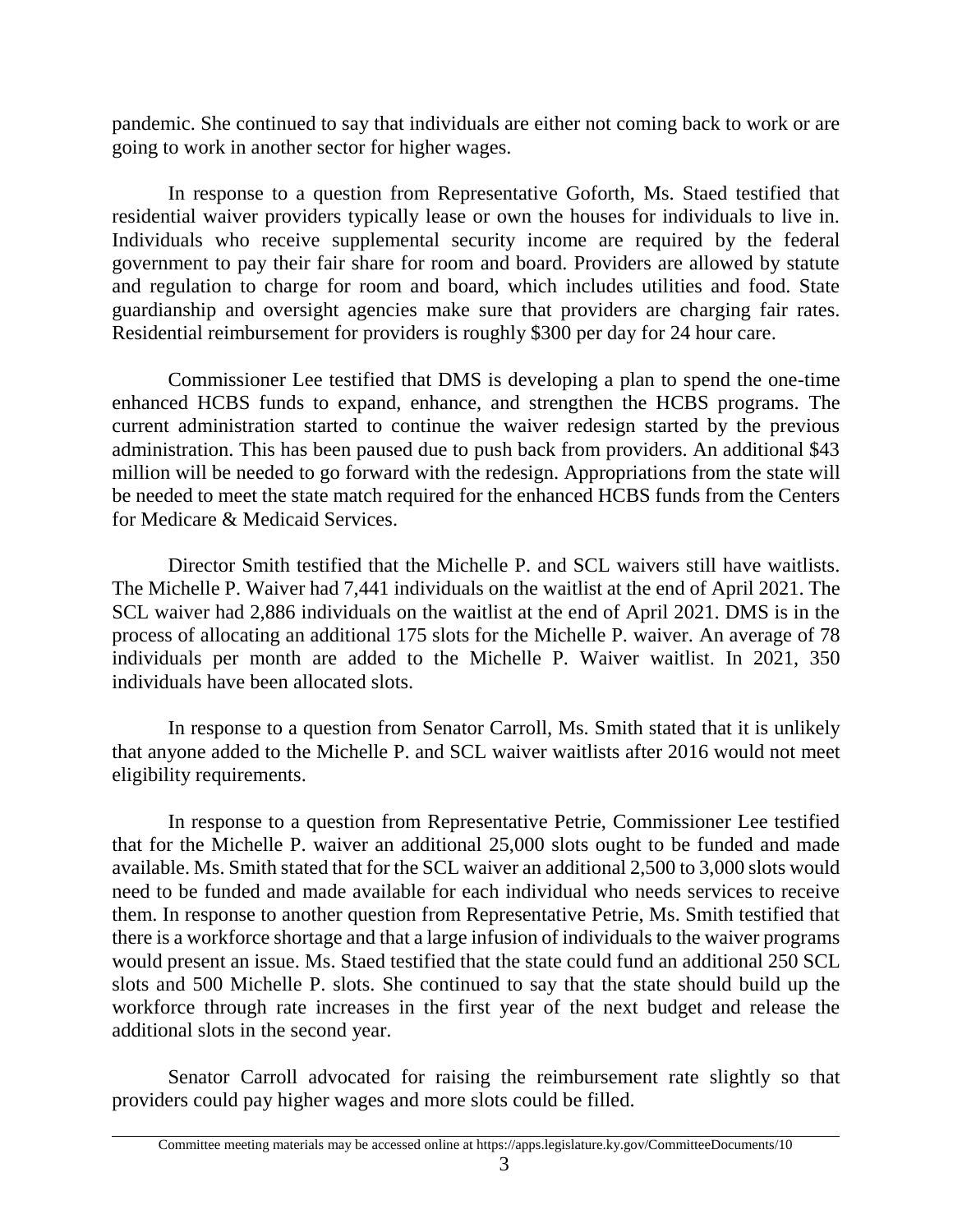pandemic. She continued to say that individuals are either not coming back to work or are going to work in another sector for higher wages.

In response to a question from Representative Goforth, Ms. Staed testified that residential waiver providers typically lease or own the houses for individuals to live in. Individuals who receive supplemental security income are required by the federal government to pay their fair share for room and board. Providers are allowed by statute and regulation to charge for room and board, which includes utilities and food. State guardianship and oversight agencies make sure that providers are charging fair rates. Residential reimbursement for providers is roughly $300 per day for 24 hour care.

Commissioner Lee testified that DMS is developing a plan to spend the one-time enhanced HCBS funds to expand, enhance, and strengthen the HCBS programs. The current administration started to continue the waiver redesign started by the previous administration. This has been paused due to push back from providers. An additional $43 million will be needed to go forward with the redesign. Appropriations from the state will be needed to meet the state match required for the enhanced HCBS funds from the Centers for Medicare & Medicaid Services.

Director Smith testified that the Michelle P. and SCL waivers still have waitlists. The Michelle P. Waiver had 7,441 individuals on the waitlist at the end of April 2021. The SCL waiver had 2,886 individuals on the waitlist at the end of April 2021. DMS is in the process of allocating an additional 175 slots for the Michelle P. waiver. An average of 78 individuals per month are added to the Michelle P. Waiver waitlist. In 2021, 350 individuals have been allocated slots.

In response to a question from Senator Carroll, Ms. Smith stated that it is unlikely that anyone added to the Michelle P. and SCL waiver waitlists after 2016 would not meet eligibility requirements.

In response to a question from Representative Petrie, Commissioner Lee testified that for the Michelle P. waiver an additional 25,000 slots ought to be funded and made available. Ms. Smith stated that for the SCL waiver an additional 2,500 to 3,000 slots would need to be funded and made available for each individual who needs services to receive them. In response to another question from Representative Petrie, Ms. Smith testified that there is a workforce shortage and that a large infusion of individuals to the waiver programs would present an issue. Ms. Staed testified that the state could fund an additional 250 SCL slots and 500 Michelle P. slots. She continued to say that the state should build up the workforce through rate increases in the first year of the next budget and release the additional slots in the second year.

Senator Carroll advocated for raising the reimbursement rate slightly so that providers could pay higher wages and more slots could be filled.

Committee meeting materials may be accessed online at https://apps.legislature.ky.gov/CommitteeDocuments/10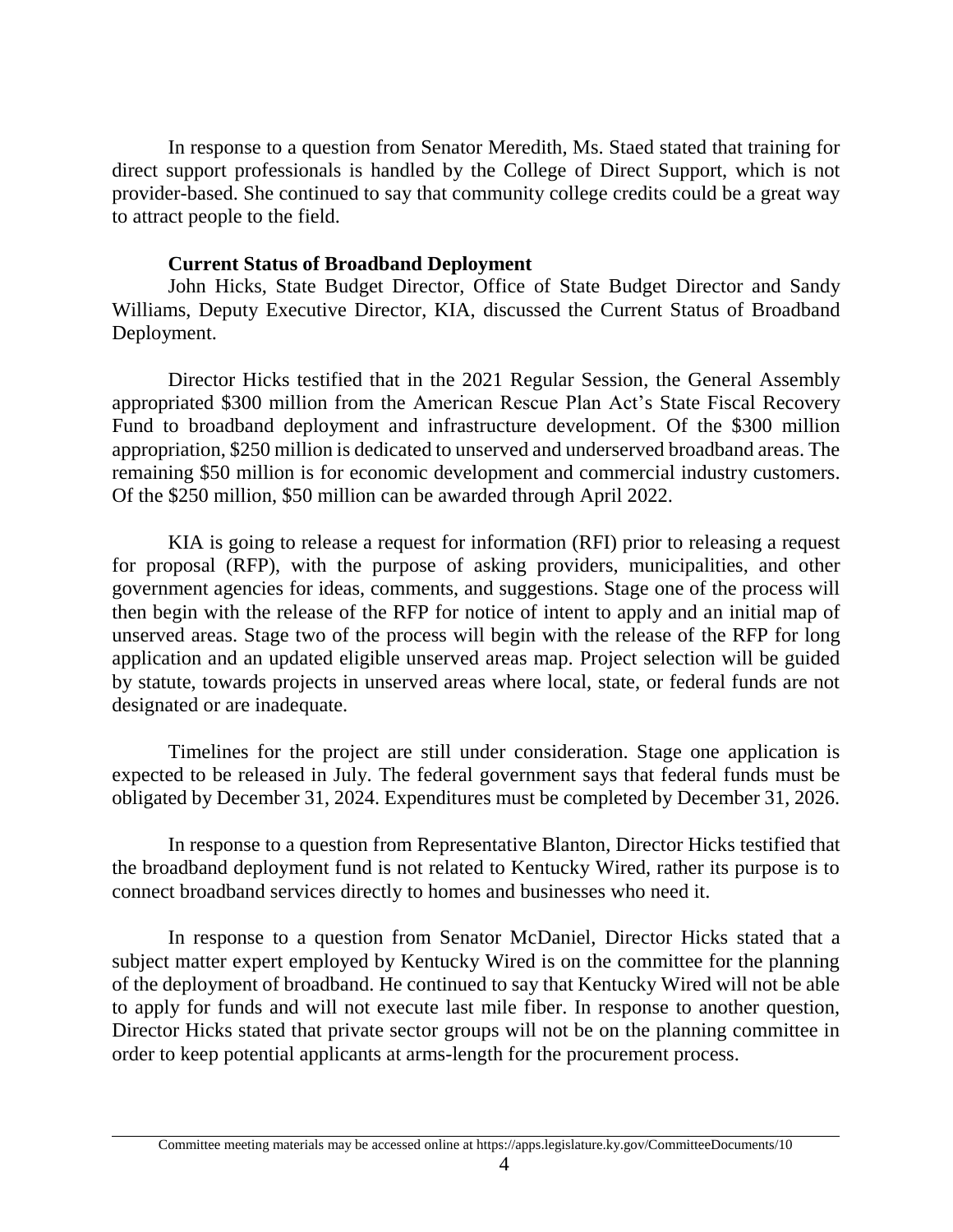In response to a question from Senator Meredith, Ms. Staed stated that training for direct support professionals is handled by the College of Direct Support, which is not provider-based. She continued to say that community college credits could be a great way to attract people to the field.

**Current Status of Broadband Deployment**

John Hicks, State Budget Director, Office of State Budget Director and Sandy Williams, Deputy Executive Director, KIA, discussed the Current Status of Broadband Deployment.

Director Hicks testified that in the 2021 Regular Session, the General Assembly appropriated \$300 million from the American Rescue Plan Act's State Fiscal Recovery Fund to broadband deployment and infrastructure development. Of the \$300 million appropriation, \$250 million is dedicated to unserved and underserved broadband areas. The remaining \$50 million is for economic development and commercial industry customers. Of the \$250 million, \$50 million can be awarded through April 2022.

KIA is going to release a request for information (RFI) prior to releasing a request for proposal (RFP), with the purpose of asking providers, municipalities, and other government agencies for ideas, comments, and suggestions. Stage one of the process will then begin with the release of the RFP for notice of intent to apply and an initial map of unserved areas. Stage two of the process will begin with the release of the RFP for long application and an updated eligible unserved areas map. Project selection will be guided by statute, towards projects in unserved areas where local, state, or federal funds are not designated or are inadequate.

Timelines for the project are still under consideration. Stage one application is expected to be released in July. The federal government says that federal funds must be obligated by December 31, 2024. Expenditures must be completed by December 31, 2026.

In response to a question from Representative Blanton, Director Hicks testified that the broadband deployment fund is not related to Kentucky Wired, rather its purpose is to connect broadband services directly to homes and businesses who need it.

In response to a question from Senator McDaniel, Director Hicks stated that a subject matter expert employed by Kentucky Wired is on the committee for the planning of the deployment of broadband. He continued to say that Kentucky Wired will not be able to apply for funds and will not execute last mile fiber. In response to another question, Director Hicks stated that private sector groups will not be on the planning committee in order to keep potential applicants at arms-length for the procurement process.

Committee meeting materials may be accessed online at https://apps.legislature.ky.gov/CommitteeDocuments/10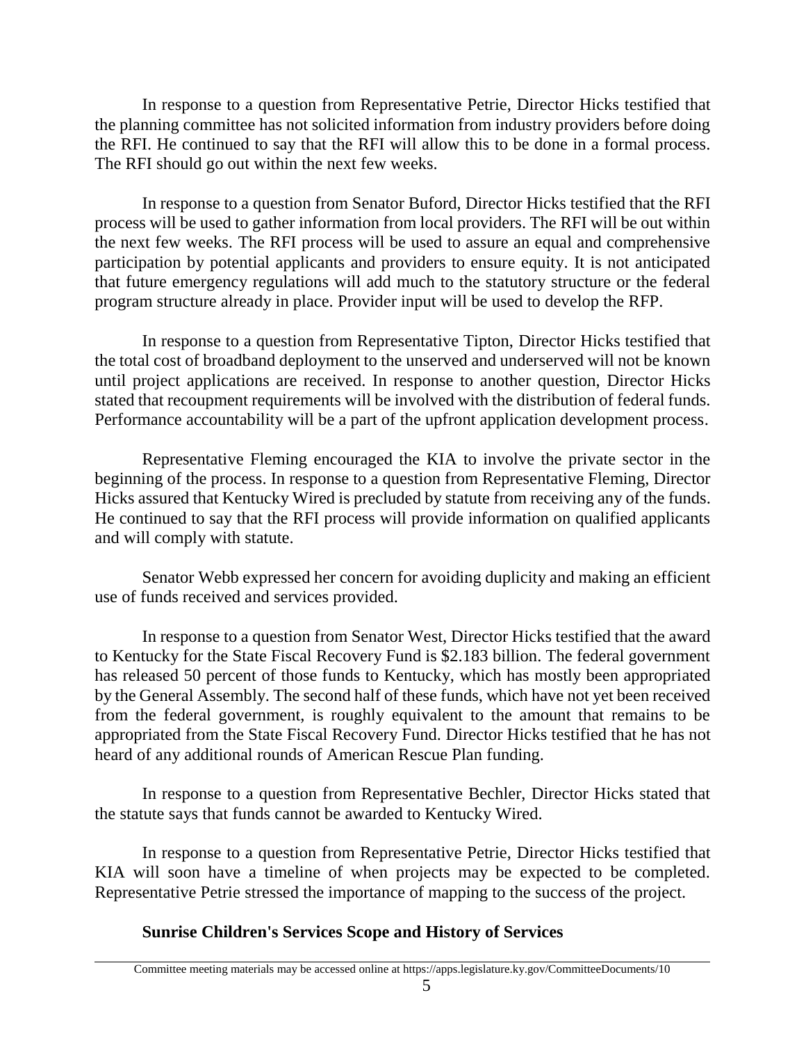In response to a question from Representative Petrie, Director Hicks testified that the planning committee has not solicited information from industry providers before doing the RFI. He continued to say that the RFI will allow this to be done in a formal process. The RFI should go out within the next few weeks.

In response to a question from Senator Buford, Director Hicks testified that the RFI process will be used to gather information from local providers. The RFI will be out within the next few weeks. The RFI process will be used to assure an equal and comprehensive participation by potential applicants and providers to ensure equity. It is not anticipated that future emergency regulations will add much to the statutory structure or the federal program structure already in place. Provider input will be used to develop the RFP.

In response to a question from Representative Tipton, Director Hicks testified that the total cost of broadband deployment to the unserved and underserved will not be known until project applications are received. In response to another question, Director Hicks stated that recoupment requirements will be involved with the distribution of federal funds. Performance accountability will be a part of the upfront application development process.

Representative Fleming encouraged the KIA to involve the private sector in the beginning of the process. In response to a question from Representative Fleming, Director Hicks assured that Kentucky Wired is precluded by statute from receiving any of the funds. He continued to say that the RFI process will provide information on qualified applicants and will comply with statute.

Senator Webb expressed her concern for avoiding duplicity and making an efficient use of funds received and services provided.

In response to a question from Senator West, Director Hicks testified that the award to Kentucky for the State Fiscal Recovery Fund is $2.183 billion. The federal government has released 50 percent of those funds to Kentucky, which has mostly been appropriated by the General Assembly. The second half of these funds, which have not yet been received from the federal government, is roughly equivalent to the amount that remains to be appropriated from the State Fiscal Recovery Fund. Director Hicks testified that he has not heard of any additional rounds of American Rescue Plan funding.

In response to a question from Representative Bechler, Director Hicks stated that the statute says that funds cannot be awarded to Kentucky Wired.

In response to a question from Representative Petrie, Director Hicks testified that KIA will soon have a timeline of when projects may be expected to be completed. Representative Petrie stressed the importance of mapping to the success of the project.

**Sunrise Children's Services Scope and History of Services**

Committee meeting materials may be accessed online at https://apps.legislature.ky.gov/CommitteeDocuments/10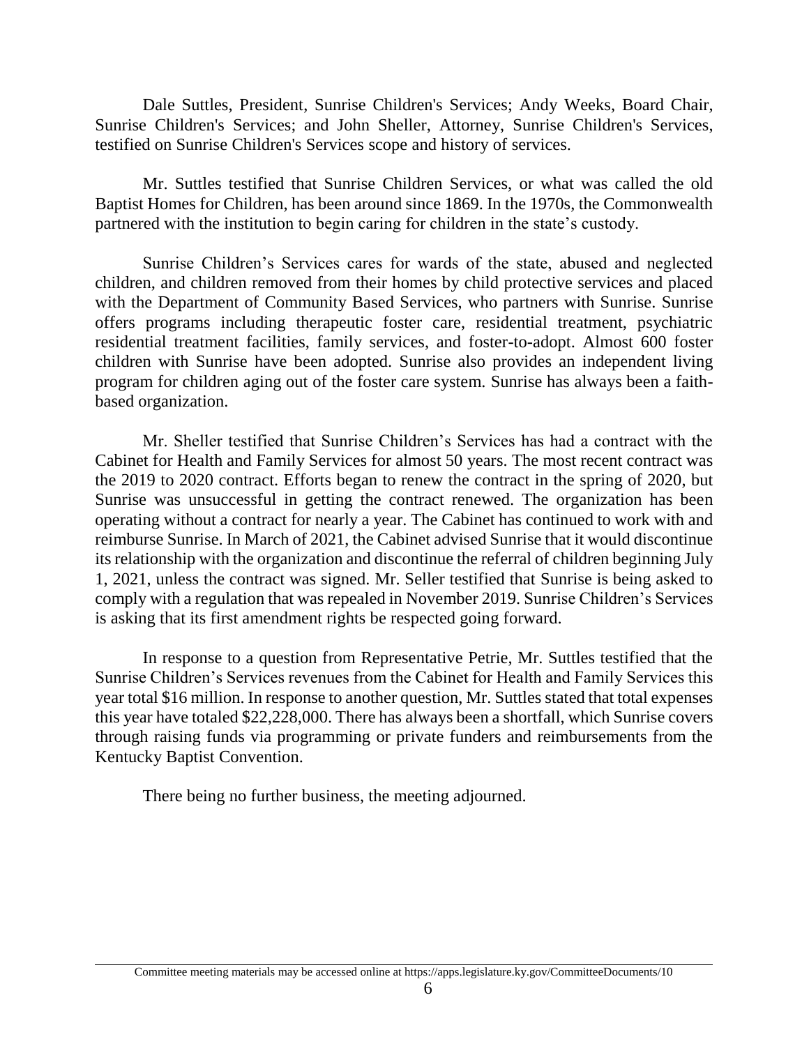Dale Suttles, President, Sunrise Children's Services; Andy Weeks, Board Chair, Sunrise Children's Services; and John Sheller, Attorney, Sunrise Children's Services, testified on Sunrise Children's Services scope and history of services.

Mr. Suttles testified that Sunrise Children Services, or what was called the old Baptist Homes for Children, has been around since 1869. In the 1970s, the Commonwealth partnered with the institution to begin caring for children in the state's custody.

Sunrise Children's Services cares for wards of the state, abused and neglected children, and children removed from their homes by child protective services and placed with the Department of Community Based Services, who partners with Sunrise. Sunrise offers programs including therapeutic foster care, residential treatment, psychiatric residential treatment facilities, family services, and foster-to-adopt. Almost 600 foster children with Sunrise have been adopted. Sunrise also provides an independent living program for children aging out of the foster care system. Sunrise has always been a faith-based organization.

Mr. Sheller testified that Sunrise Children's Services has had a contract with the Cabinet for Health and Family Services for almost 50 years. The most recent contract was the 2019 to 2020 contract. Efforts began to renew the contract in the spring of 2020, but Sunrise was unsuccessful in getting the contract renewed. The organization has been operating without a contract for nearly a year. The Cabinet has continued to work with and reimburse Sunrise. In March of 2021, the Cabinet advised Sunrise that it would discontinue its relationship with the organization and discontinue the referral of children beginning July 1, 2021, unless the contract was signed. Mr. Seller testified that Sunrise is being asked to comply with a regulation that was repealed in November 2019. Sunrise Children's Services is asking that its first amendment rights be respected going forward.

In response to a question from Representative Petrie, Mr. Suttles testified that the Sunrise Children's Services revenues from the Cabinet for Health and Family Services this year total $16 million. In response to another question, Mr. Suttles stated that total expenses this year have totaled $22,228,000. There has always been a shortfall, which Sunrise covers through raising funds via programming or private funders and reimbursements from the Kentucky Baptist Convention.

There being no further business, the meeting adjourned.

Committee meeting materials may be accessed online at https://apps.legislature.ky.gov/CommitteeDocuments/10